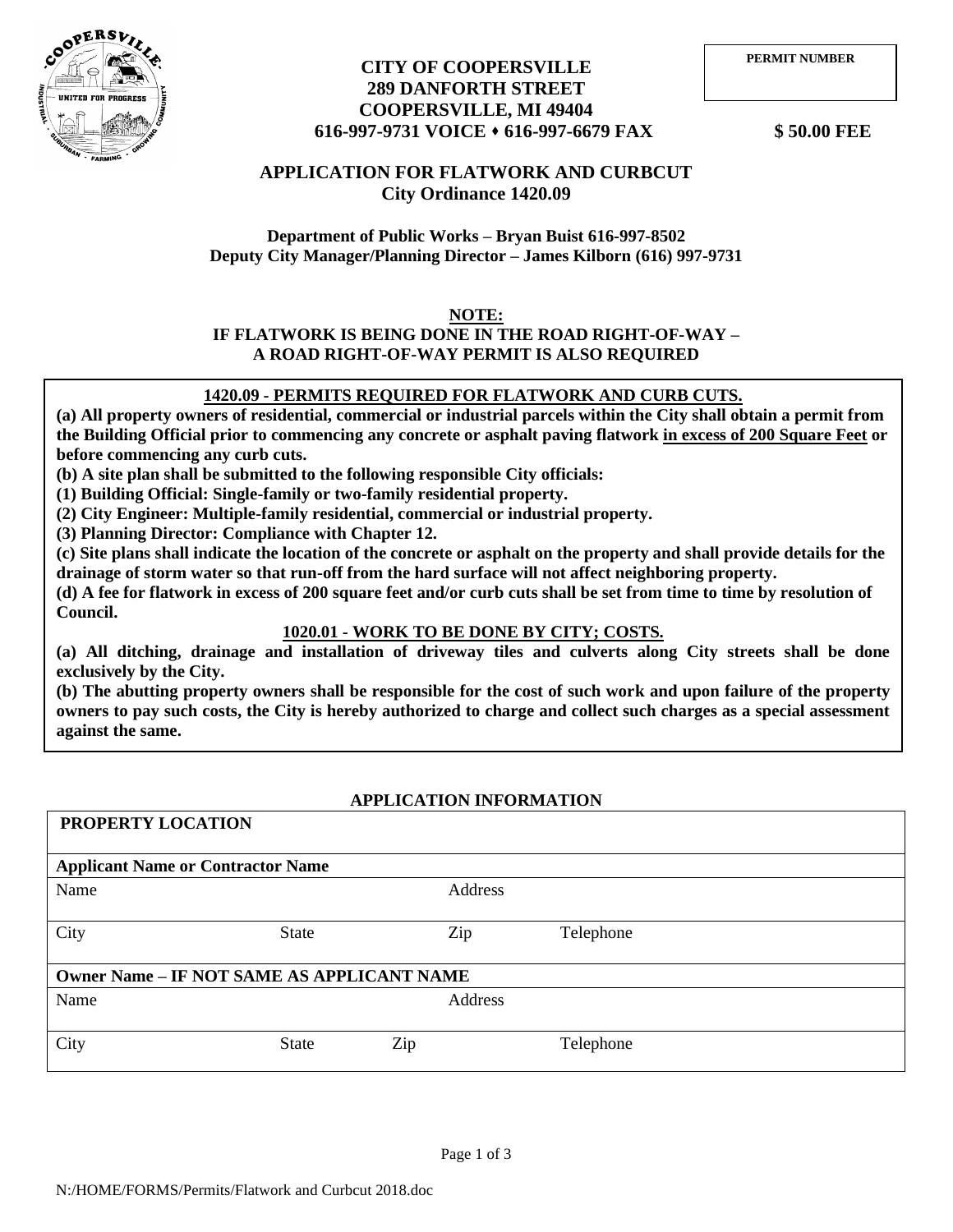**PERMIT NUMBER**

# CITY OF COOPERSVILLE
**289 DANFORTH STREET**
**COOPERSVILLE, MI 49404**
**616-997-9731 VOICE ⬩ 616-997-6679 FAX**

**$ 50.00 FEE**

## APPLICATION FOR FLATWORK AND CURBCUT
**City Ordinance 1420.09**

**Department of Public Works – Bryan Buist 616-997-8502**
**Deputy City Manager/Planning Director – James Kilborn (616) 997-9731**

**NOTE:**
**IF FLATWORK IS BEING DONE IN THE ROAD RIGHT-OF-WAY – A ROAD RIGHT-OF-WAY PERMIT IS ALSO REQUIRED**

### 1420.09 - PERMITS REQUIRED FOR FLATWORK AND CURB CUTS.

**(a) All property owners of residential, commercial or industrial parcels within the City shall obtain a permit from the Building Official prior to commencing any concrete or asphalt paving flatwork in excess of 200 Square Feet or before commencing any curb cuts.**
**(b) A site plan shall be submitted to the following responsible City officials:**
**(1) Building Official: Single-family or two-family residential property.**
**(2) City Engineer: Multiple-family residential, commercial or industrial property.**
**(3) Planning Director: Compliance with Chapter 12.**
**(c) Site plans shall indicate the location of the concrete or asphalt on the property and shall provide details for the drainage of storm water so that run-off from the hard surface will not affect neighboring property.**
**(d) A fee for flatwork in excess of 200 square feet and/or curb cuts shall be set from time to time by resolution of Council.**

### 1020.01 - WORK TO BE DONE BY CITY; COSTS.

**(a) All ditching, drainage and installation of driveway tiles and culverts along City streets shall be done exclusively by the City.**
**(b) The abutting property owners shall be responsible for the cost of such work and upon failure of the property owners to pay such costs, the City is hereby authorized to charge and collect such charges as a special assessment against the same.**

### APPLICATION INFORMATION

| **PROPERTY LOCATION** | | | |
|---|---|---|---|
| **Applicant Name or Contractor Name** | | | |
| Name | | Address | |
| City | State | Zip | Telephone |
| **Owner Name – IF NOT SAME AS APPLICANT NAME** | | | |
| Name | | Address | |
| City | State | Zip | Telephone |

N:/HOME/FORMS/Permits/Flatwork and Curbcut 2018.doc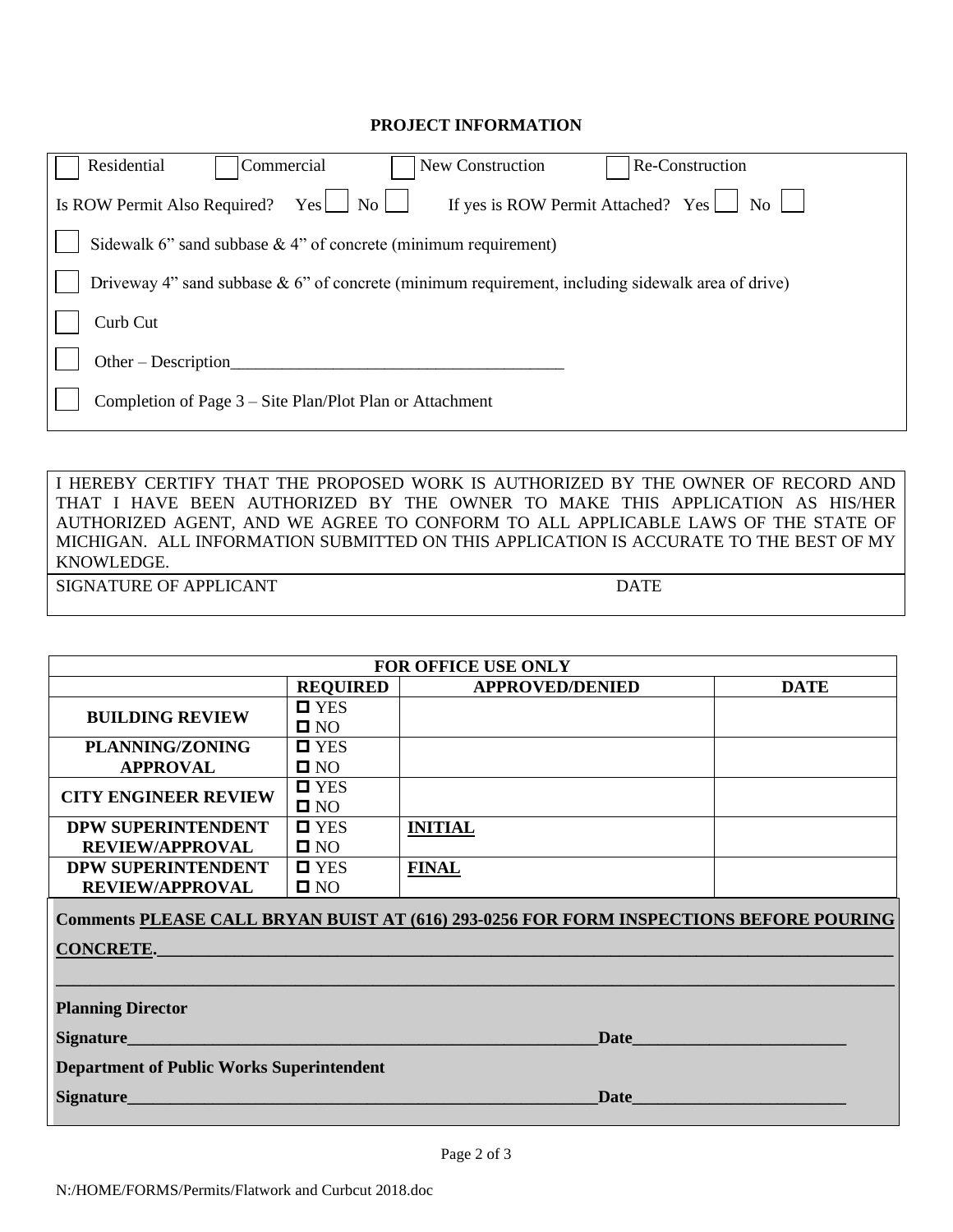## PROJECT INFORMATION

☐ Residential ☐ Commercial ☐ New Construction ☐ Re-Construction

Is ROW Permit Also Required? Yes ☐ No ☐ If yes is ROW Permit Attached? Yes ☐ No ☐

☐ Sidewalk 6" sand subbase & 4" of concrete (minimum requirement)

☐ Driveway 4" sand subbase & 6" of concrete (minimum requirement, including sidewalk area of drive)

☐ Curb Cut

☐ Other – Description_______________________________________

☐ Completion of Page 3 – Site Plan/Plot Plan or Attachment

I HEREBY CERTIFY THAT THE PROPOSED WORK IS AUTHORIZED BY THE OWNER OF RECORD AND THAT I HAVE BEEN AUTHORIZED BY THE OWNER TO MAKE THIS APPLICATION AS HIS/HER AUTHORIZED AGENT, AND WE AGREE TO CONFORM TO ALL APPLICABLE LAWS OF THE STATE OF MICHIGAN. ALL INFORMATION SUBMITTED ON THIS APPLICATION IS ACCURATE TO THE BEST OF MY KNOWLEDGE.

SIGNATURE OF APPLICANT DATE

| FOR OFFICE USE ONLY | | | |
|---|---|---|---|
| | **REQUIRED** | **APPROVED/DENIED** | **DATE** |
| **BUILDING REVIEW** | ☐ YES<br>☐ NO | | |
| **PLANNING/ZONING APPROVAL** | ☐ YES<br>☐ NO | | |
| **CITY ENGINEER REVIEW** | ☐ YES<br>☐ NO | | |
| **DPW SUPERINTENDENT REVIEW/APPROVAL** | ☐ YES<br>☐ NO | **INITIAL** | |
| **DPW SUPERINTENDENT REVIEW/APPROVAL** | ☐ YES<br>☐ NO | **FINAL** | |

**Comments PLEASE CALL BRYAN BUIST AT (616) 293-0256 FOR FORM INSPECTIONS BEFORE POURING CONCRETE.**______________________________________________________________________

_____________________________________________________________________________________

**Planning Director**

**Signature**_______________________________________________**Date**_____________________

**Department of Public Works Superintendent**

**Signature**_______________________________________________**Date**_____________________

N:/HOME/FORMS/Permits/Flatwork and Curbcut 2018.doc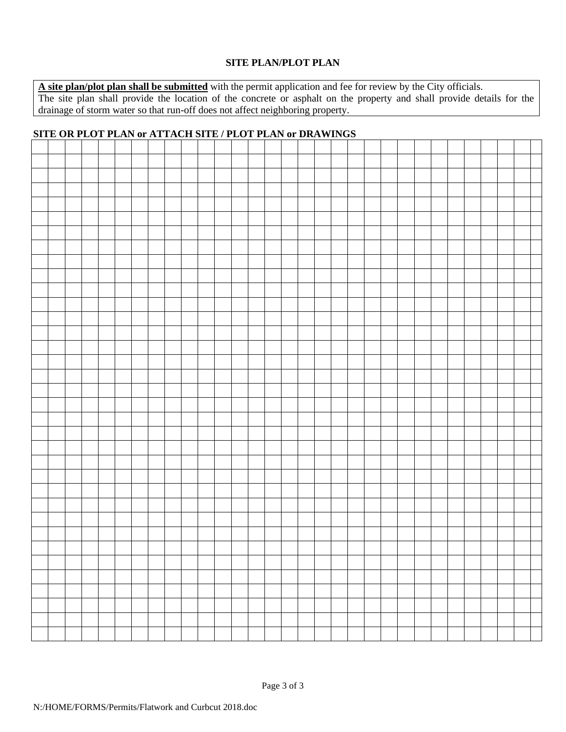**SITE PLAN/PLOT PLAN**

**A site plan/plot plan shall be submitted** with the permit application and fee for review by the City officials.
The site plan shall provide the location of the concrete or asphalt on the property and shall provide details for the drainage of storm water so that run-off does not affect neighboring property.

**SITE OR PLOT PLAN or ATTACH SITE / PLOT PLAN or DRAWINGS**

N:/HOME/FORMS/Permits/Flatwork and Curbcut 2018.doc